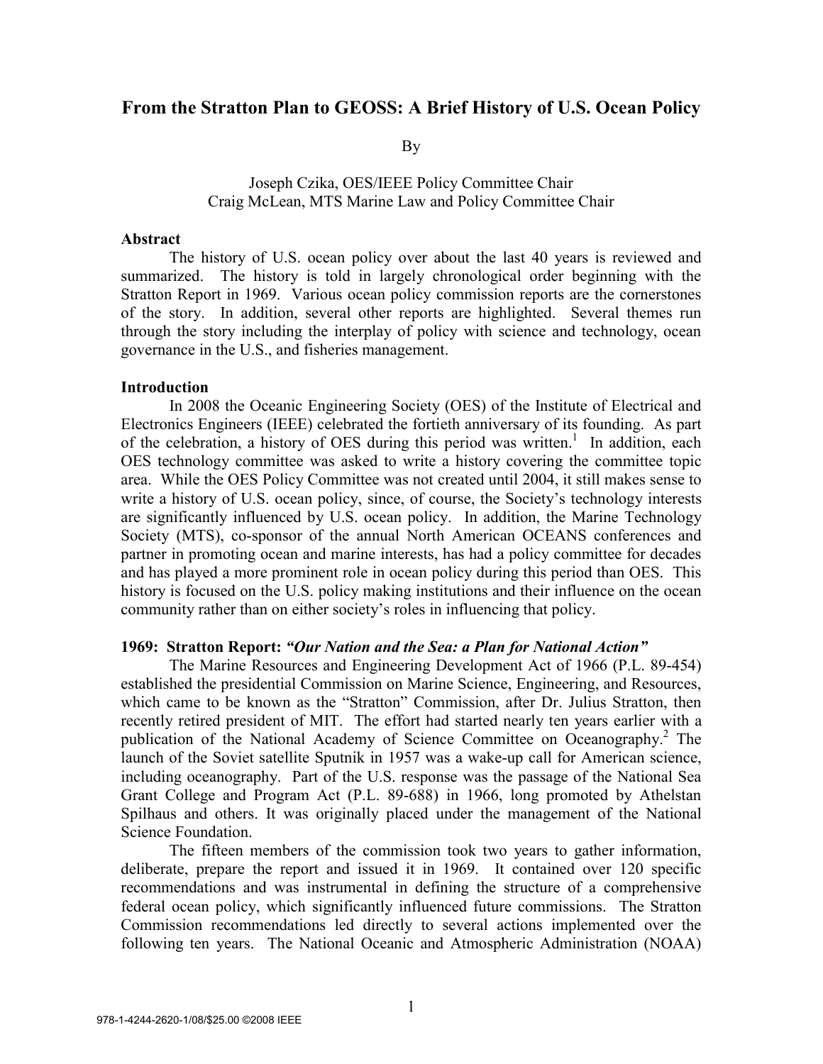# From the Stratton Plan to GEOSS: A Brief History of U.S. Ocean Policy

By

Joseph Czika, OES/IEEE Policy Committee Chair
Craig McLean, MTS Marine Law and Policy Committee Chair

## Abstract

The history of U.S. ocean policy over about the last 40 years is reviewed and summarized. The history is told in largely chronological order beginning with the Stratton Report in 1969. Various ocean policy commission reports are the cornerstones of the story. In addition, several other reports are highlighted. Several themes run through the story including the interplay of policy with science and technology, ocean governance in the U.S., and fisheries management.

## Introduction

In 2008 the Oceanic Engineering Society (OES) of the Institute of Electrical and Electronics Engineers (IEEE) celebrated the fortieth anniversary of its founding. As part of the celebration, a history of OES during this period was written.[1] In addition, each OES technology committee was asked to write a history covering the committee topic area. While the OES Policy Committee was not created until 2004, it still makes sense to write a history of U.S. ocean policy, since, of course, the Society's technology interests are significantly influenced by U.S. ocean policy. In addition, the Marine Technology Society (MTS), co-sponsor of the annual North American OCEANS conferences and partner in promoting ocean and marine interests, has had a policy committee for decades and has played a more prominent role in ocean policy during this period than OES. This history is focused on the U.S. policy making institutions and their influence on the ocean community rather than on either society's roles in influencing that policy.

## 1969: Stratton Report: *"Our Nation and the Sea: a Plan for National Action"*

The Marine Resources and Engineering Development Act of 1966 (P.L. 89-454) established the presidential Commission on Marine Science, Engineering, and Resources, which came to be known as the "Stratton" Commission, after Dr. Julius Stratton, then recently retired president of MIT. The effort had started nearly ten years earlier with a publication of the National Academy of Science Committee on Oceanography.[2] The launch of the Soviet satellite Sputnik in 1957 was a wake-up call for American science, including oceanography. Part of the U.S. response was the passage of the National Sea Grant College and Program Act (P.L. 89-688) in 1966, long promoted by Athelstan Spilhaus and others. It was originally placed under the management of the National Science Foundation.

The fifteen members of the commission took two years to gather information, deliberate, prepare the report and issued it in 1969. It contained over 120 specific recommendations and was instrumental in defining the structure of a comprehensive federal ocean policy, which significantly influenced future commissions. The Stratton Commission recommendations led directly to several actions implemented over the following ten years. The National Oceanic and Atmospheric Administration (NOAA)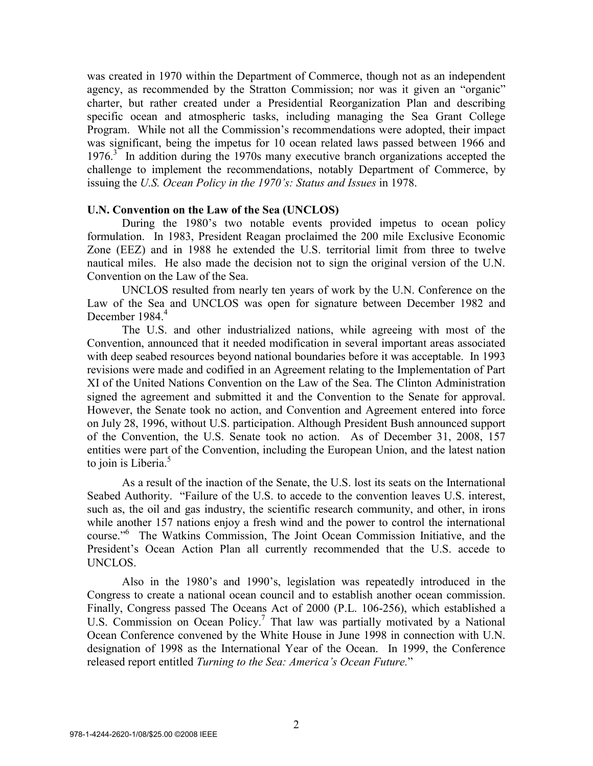was created in 1970 within the Department of Commerce, though not as an independent agency, as recommended by the Stratton Commission; nor was it given an "organic" charter, but rather created under a Presidential Reorganization Plan and describing specific ocean and atmospheric tasks, including managing the Sea Grant College Program. While not all the Commission's recommendations were adopted, their impact was significant, being the impetus for 10 ocean related laws passed between 1966 and 1976.[3] In addition during the 1970s many executive branch organizations accepted the challenge to implement the recommendations, notably Department of Commerce, by issuing the *U.S. Ocean Policy in the 1970's: Status and Issues* in 1978.

**U.N. Convention on the Law of the Sea (UNCLOS)**

During the 1980's two notable events provided impetus to ocean policy formulation. In 1983, President Reagan proclaimed the 200 mile Exclusive Economic Zone (EEZ) and in 1988 he extended the U.S. territorial limit from three to twelve nautical miles. He also made the decision not to sign the original version of the U.N. Convention on the Law of the Sea.

UNCLOS resulted from nearly ten years of work by the U.N. Conference on the Law of the Sea and UNCLOS was open for signature between December 1982 and December 1984.[4]

The U.S. and other industrialized nations, while agreeing with most of the Convention, announced that it needed modification in several important areas associated with deep seabed resources beyond national boundaries before it was acceptable. In 1993 revisions were made and codified in an Agreement relating to the Implementation of Part XI of the United Nations Convention on the Law of the Sea. The Clinton Administration signed the agreement and submitted it and the Convention to the Senate for approval. However, the Senate took no action, and Convention and Agreement entered into force on July 28, 1996, without U.S. participation. Although President Bush announced support of the Convention, the U.S. Senate took no action. As of December 31, 2008, 157 entities were part of the Convention, including the European Union, and the latest nation to join is Liberia.[5]

As a result of the inaction of the Senate, the U.S. lost its seats on the International Seabed Authority. "Failure of the U.S. to accede to the convention leaves U.S. interest, such as, the oil and gas industry, the scientific research community, and other, in irons while another 157 nations enjoy a fresh wind and the power to control the international course."[6] The Watkins Commission, The Joint Ocean Commission Initiative, and the President's Ocean Action Plan all currently recommended that the U.S. accede to UNCLOS.

Also in the 1980's and 1990's, legislation was repeatedly introduced in the Congress to create a national ocean council and to establish another ocean commission. Finally, Congress passed The Oceans Act of 2000 (P.L. 106-256), which established a U.S. Commission on Ocean Policy.[7] That law was partially motivated by a National Ocean Conference convened by the White House in June 1998 in connection with U.N. designation of 1998 as the International Year of the Ocean. In 1999, the Conference released report entitled *Turning to the Sea: America's Ocean Future.*"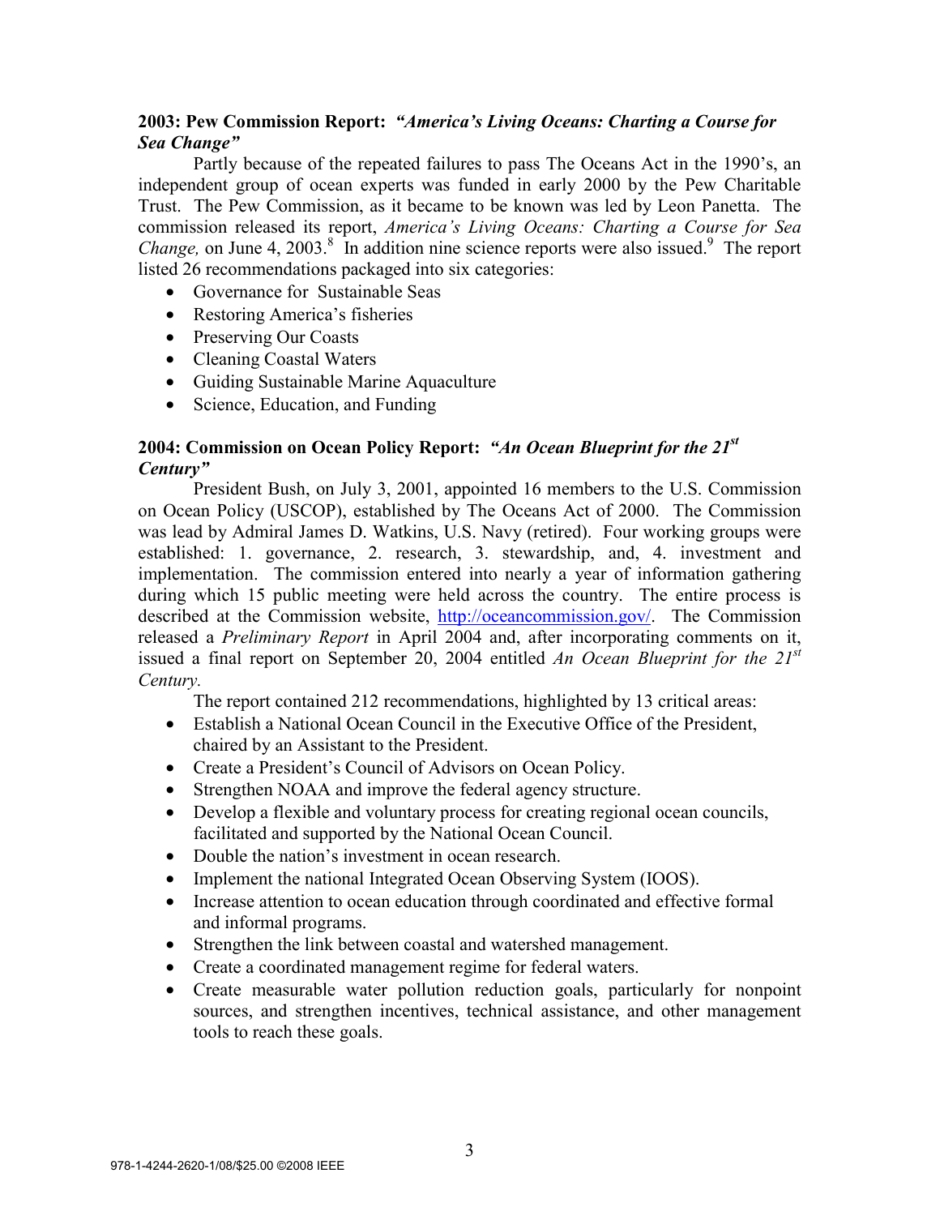### 2003: Pew Commission Report: *"America's Living Oceans: Charting a Course for Sea Change"*

Partly because of the repeated failures to pass The Oceans Act in the 1990's, an independent group of ocean experts was funded in early 2000 by the Pew Charitable Trust. The Pew Commission, as it became to be known was led by Leon Panetta. The commission released its report, *America's Living Oceans: Charting a Course for Sea Change,* on June 4, 2003.[8] In addition nine science reports were also issued.[9] The report listed 26 recommendations packaged into six categories:

- Governance for Sustainable Seas
- Restoring America's fisheries
- Preserving Our Coasts
- Cleaning Coastal Waters
- Guiding Sustainable Marine Aquaculture
- Science, Education, and Funding

### 2004: Commission on Ocean Policy Report: *"An Ocean Blueprint for the 21st Century"*

President Bush, on July 3, 2001, appointed 16 members to the U.S. Commission on Ocean Policy (USCOP), established by The Oceans Act of 2000. The Commission was lead by Admiral James D. Watkins, U.S. Navy (retired). Four working groups were established: 1. governance, 2. research, 3. stewardship, and, 4. investment and implementation. The commission entered into nearly a year of information gathering during which 15 public meeting were held across the country. The entire process is described at the Commission website, http://oceancommission.gov/. The Commission released a *Preliminary Report* in April 2004 and, after incorporating comments on it, issued a final report on September 20, 2004 entitled *An Ocean Blueprint for the 21st Century.*

The report contained 212 recommendations, highlighted by 13 critical areas:

- Establish a National Ocean Council in the Executive Office of the President, chaired by an Assistant to the President.
- Create a President's Council of Advisors on Ocean Policy.
- Strengthen NOAA and improve the federal agency structure.
- Develop a flexible and voluntary process for creating regional ocean councils, facilitated and supported by the National Ocean Council.
- Double the nation's investment in ocean research.
- Implement the national Integrated Ocean Observing System (IOOS).
- Increase attention to ocean education through coordinated and effective formal and informal programs.
- Strengthen the link between coastal and watershed management.
- Create a coordinated management regime for federal waters.
- Create measurable water pollution reduction goals, particularly for nonpoint sources, and strengthen incentives, technical assistance, and other management tools to reach these goals.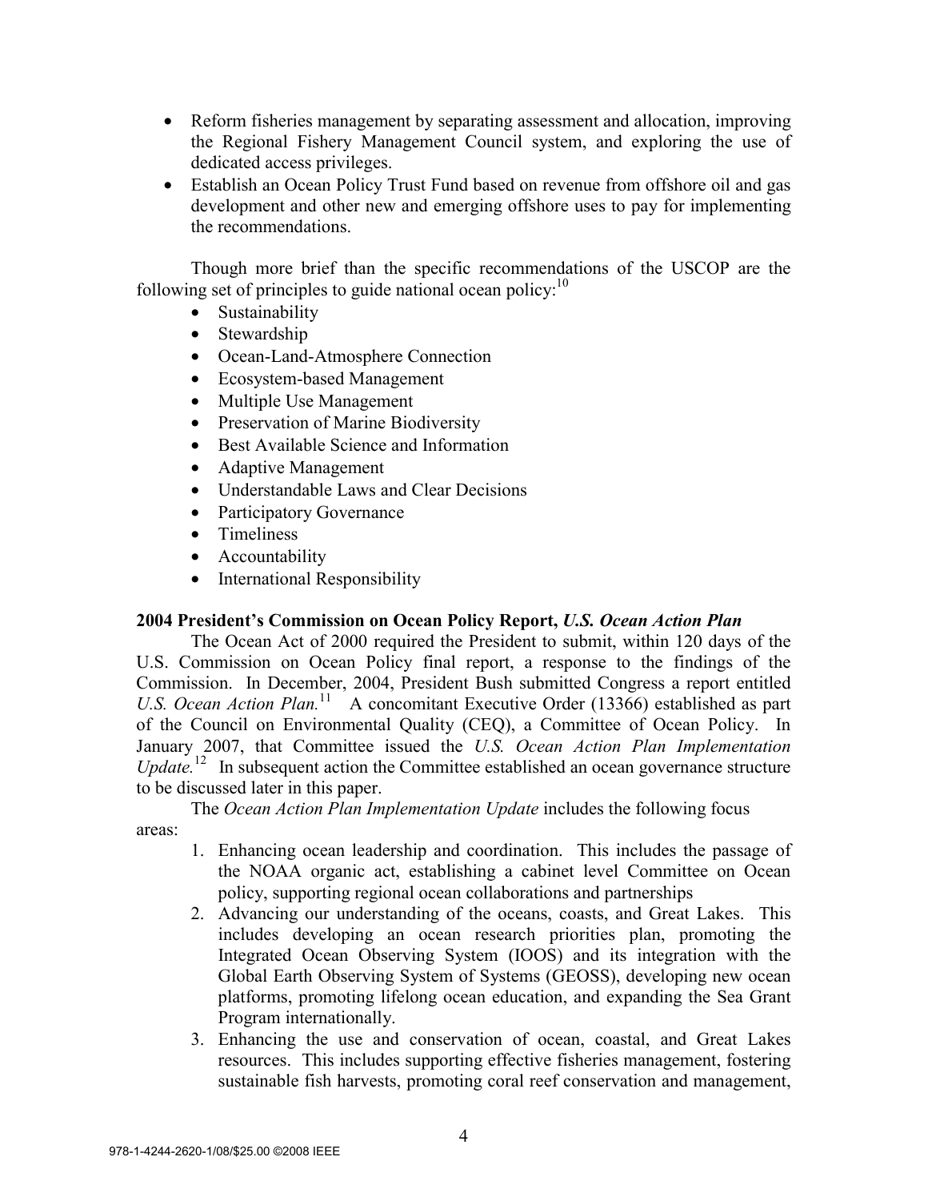- Reform fisheries management by separating assessment and allocation, improving the Regional Fishery Management Council system, and exploring the use of dedicated access privileges.
- Establish an Ocean Policy Trust Fund based on revenue from offshore oil and gas development and other new and emerging offshore uses to pay for implementing the recommendations.

Though more brief than the specific recommendations of the USCOP are the following set of principles to guide national ocean policy:[10]

- Sustainability
- Stewardship
- Ocean-Land-Atmosphere Connection
- Ecosystem-based Management
- Multiple Use Management
- Preservation of Marine Biodiversity
- Best Available Science and Information
- Adaptive Management
- Understandable Laws and Clear Decisions
- Participatory Governance
- Timeliness
- Accountability
- International Responsibility

**2004 President's Commission on Ocean Policy Report, *U.S. Ocean Action Plan***

The Ocean Act of 2000 required the President to submit, within 120 days of the U.S. Commission on Ocean Policy final report, a response to the findings of the Commission. In December, 2004, President Bush submitted Congress a report entitled *U.S. Ocean Action Plan.*[11] A concomitant Executive Order (13366) established as part of the Council on Environmental Quality (CEQ), a Committee of Ocean Policy. In January 2007, that Committee issued the *U.S. Ocean Action Plan Implementation Update.*[12] In subsequent action the Committee established an ocean governance structure to be discussed later in this paper.

The *Ocean Action Plan Implementation Update* includes the following focus areas:

1. Enhancing ocean leadership and coordination. This includes the passage of the NOAA organic act, establishing a cabinet level Committee on Ocean policy, supporting regional ocean collaborations and partnerships
2. Advancing our understanding of the oceans, coasts, and Great Lakes. This includes developing an ocean research priorities plan, promoting the Integrated Ocean Observing System (IOOS) and its integration with the Global Earth Observing System of Systems (GEOSS), developing new ocean platforms, promoting lifelong ocean education, and expanding the Sea Grant Program internationally.
3. Enhancing the use and conservation of ocean, coastal, and Great Lakes resources. This includes supporting effective fisheries management, fostering sustainable fish harvests, promoting coral reef conservation and management,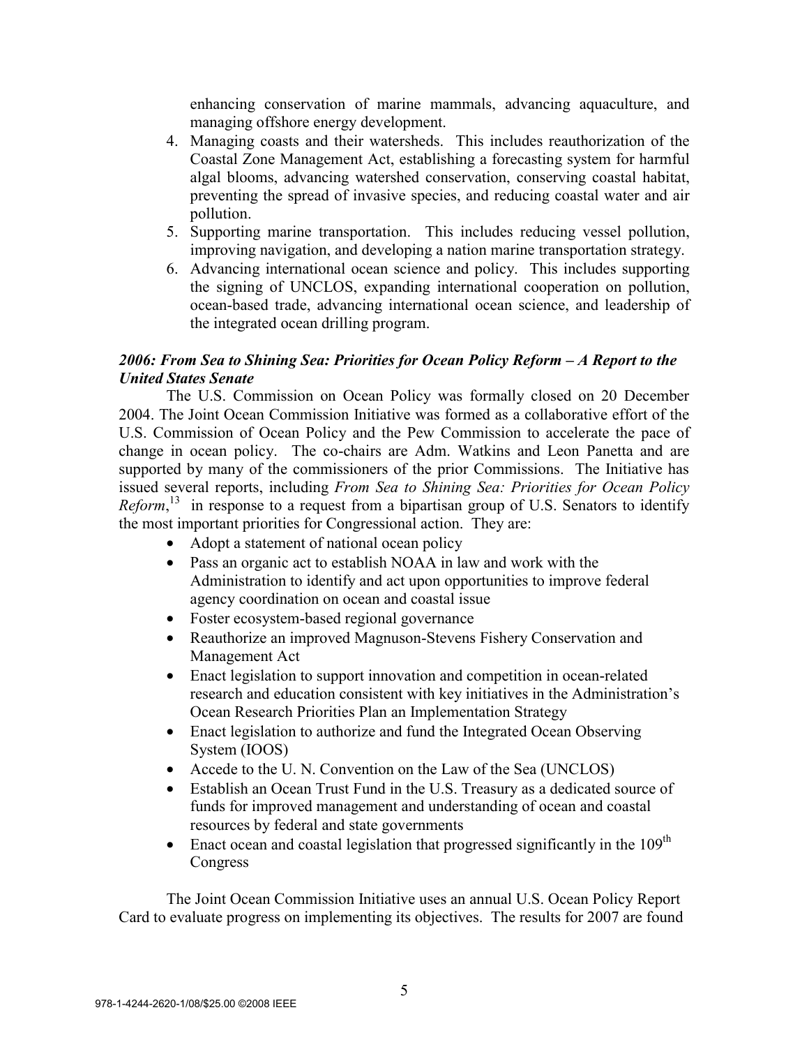enhancing conservation of marine mammals, advancing aquaculture, and managing offshore energy development.

4. Managing coasts and their watersheds. This includes reauthorization of the Coastal Zone Management Act, establishing a forecasting system for harmful algal blooms, advancing watershed conservation, conserving coastal habitat, preventing the spread of invasive species, and reducing coastal water and air pollution.
5. Supporting marine transportation. This includes reducing vessel pollution, improving navigation, and developing a nation marine transportation strategy.
6. Advancing international ocean science and policy. This includes supporting the signing of UNCLOS, expanding international cooperation on pollution, ocean-based trade, advancing international ocean science, and leadership of the integrated ocean drilling program.

### *2006: From Sea to Shining Sea: Priorities for Ocean Policy Reform – A Report to the United States Senate*

The U.S. Commission on Ocean Policy was formally closed on 20 December 2004. The Joint Ocean Commission Initiative was formed as a collaborative effort of the U.S. Commission of Ocean Policy and the Pew Commission to accelerate the pace of change in ocean policy. The co-chairs are Adm. Watkins and Leon Panetta and are supported by many of the commissioners of the prior Commissions. The Initiative has issued several reports, including *From Sea to Shining Sea: Priorities for Ocean Policy Reform*,[13] in response to a request from a bipartisan group of U.S. Senators to identify the most important priorities for Congressional action. They are:

- Adopt a statement of national ocean policy
- Pass an organic act to establish NOAA in law and work with the Administration to identify and act upon opportunities to improve federal agency coordination on ocean and coastal issue
- Foster ecosystem-based regional governance
- Reauthorize an improved Magnuson-Stevens Fishery Conservation and Management Act
- Enact legislation to support innovation and competition in ocean-related research and education consistent with key initiatives in the Administration's Ocean Research Priorities Plan an Implementation Strategy
- Enact legislation to authorize and fund the Integrated Ocean Observing System (IOOS)
- Accede to the U. N. Convention on the Law of the Sea (UNCLOS)
- Establish an Ocean Trust Fund in the U.S. Treasury as a dedicated source of funds for improved management and understanding of ocean and coastal resources by federal and state governments
- Enact ocean and coastal legislation that progressed significantly in the 109th Congress

The Joint Ocean Commission Initiative uses an annual U.S. Ocean Policy Report Card to evaluate progress on implementing its objectives. The results for 2007 are found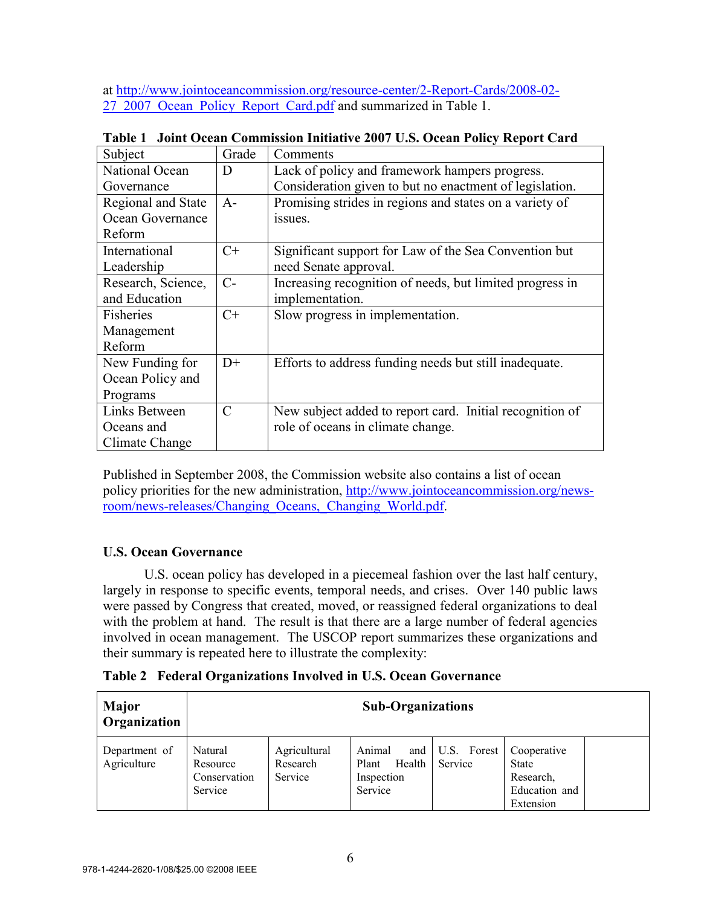at http://www.jointoceancommission.org/resource-center/2-Report-Cards/2008-02-27_2007_Ocean_Policy_Report_Card.pdf and summarized in Table 1.

**Table 1 Joint Ocean Commission Initiative 2007 U.S. Ocean Policy Report Card**

| Subject | Grade | Comments |
|---|---|---|
| National Ocean Governance | D | Lack of policy and framework hampers progress. Consideration given to but no enactment of legislation. |
| Regional and State Ocean Governance Reform | A- | Promising strides in regions and states on a variety of issues. |
| International Leadership | C+ | Significant support for Law of the Sea Convention but need Senate approval. |
| Research, Science, and Education | C- | Increasing recognition of needs, but limited progress in implementation. |
| Fisheries Management Reform | C+ | Slow progress in implementation. |
| New Funding for Ocean Policy and Programs | D+ | Efforts to address funding needs but still inadequate. |
| Links Between Oceans and Climate Change | C | New subject added to report card. Initial recognition of role of oceans in climate change. |

Published in September 2008, the Commission website also contains a list of ocean policy priorities for the new administration, http://www.jointoceancommission.org/news-room/news-releases/Changing_Oceans,_Changing_World.pdf.

### U.S. Ocean Governance

U.S. ocean policy has developed in a piecemeal fashion over the last half century, largely in response to specific events, temporal needs, and crises. Over 140 public laws were passed by Congress that created, moved, or reassigned federal organizations to deal with the problem at hand. The result is that there are a large number of federal agencies involved in ocean management. The USCOP report summarizes these organizations and their summary is repeated here to illustrate the complexity:

**Table 2 Federal Organizations Involved in U.S. Ocean Governance**

| Major Organization | Sub-Organizations | | | | | |
|---|---|---|---|---|---|---|
| Department of Agriculture | Natural Resource Conservation Service | Agricultural Research Service | Animal and Plant Health Inspection Service | U.S. Forest Service | Cooperative State Research, Education and Extension | |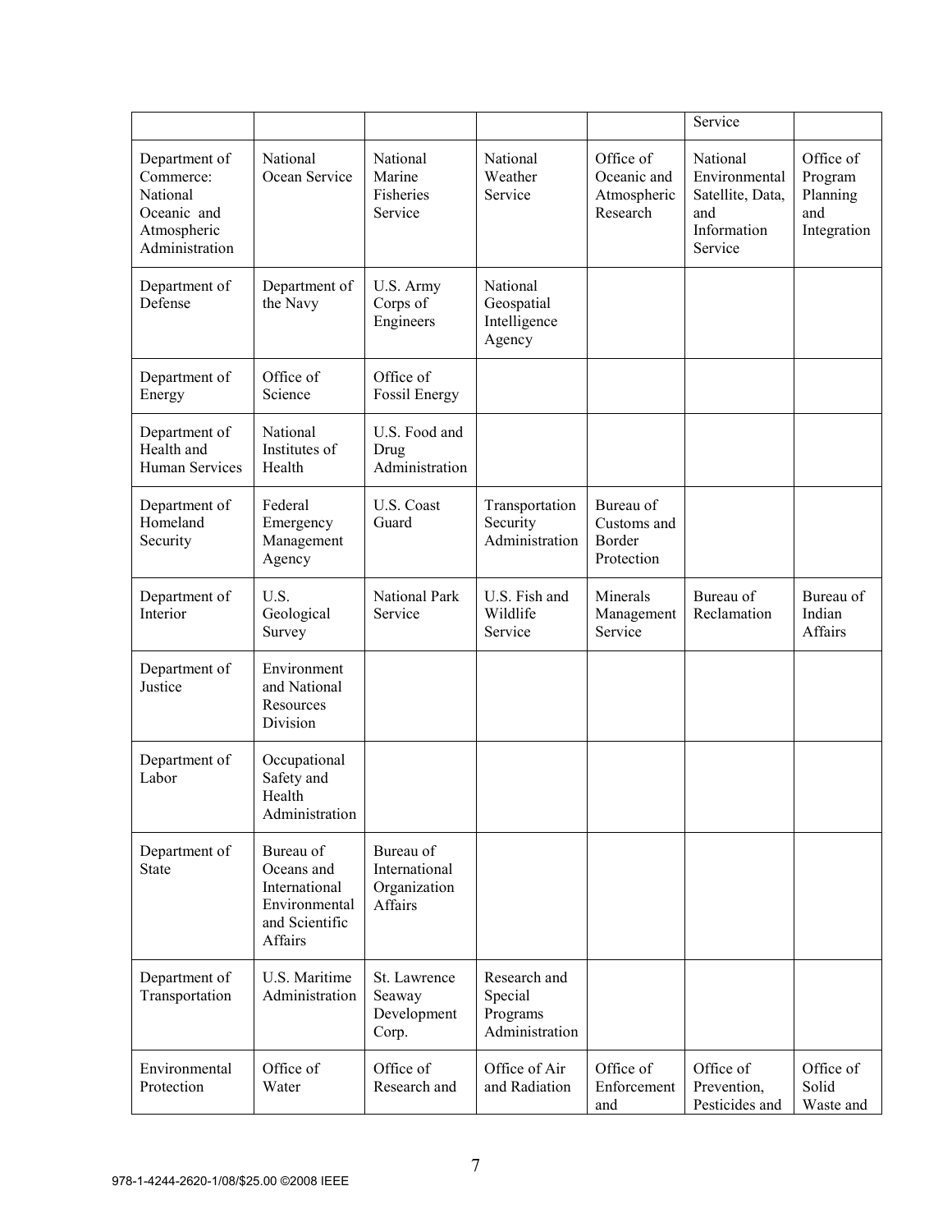| | | | | | | |
|---|---|---|---|---|---|---|
| | | | | | Service | |
| Department of Commerce: National Oceanic and Atmospheric Administration | National Ocean Service | National Marine Fisheries Service | National Weather Service | Office of Oceanic and Atmospheric Research | National Environmental Satellite, Data, and Information Service | Office of Program Planning and Integration |
| Department of Defense | Department of the Navy | U.S. Army Corps of Engineers | National Geospatial Intelligence Agency | | | |
| Department of Energy | Office of Science | Office of Fossil Energy | | | | |
| Department of Health and Human Services | National Institutes of Health | U.S. Food and Drug Administration | | | | |
| Department of Homeland Security | Federal Emergency Management Agency | U.S. Coast Guard | Transportation Security Administration | Bureau of Customs and Border Protection | | |
| Department of Interior | U.S. Geological Survey | National Park Service | U.S. Fish and Wildlife Service | Minerals Management Service | Bureau of Reclamation | Bureau of Indian Affairs |
| Department of Justice | Environment and National Resources Division | | | | | |
| Department of Labor | Occupational Safety and Health Administration | | | | | |
| Department of State | Bureau of Oceans and International Environmental and Scientific Affairs | Bureau of International Organization Affairs | | | | |
| Department of Transportation | U.S. Maritime Administration | St. Lawrence Seaway Development Corp. | Research and Special Programs Administration | | | |
| Environmental Protection | Office of Water | Office of Research and | Office of Air and Radiation | Office of Enforcement and | Office of Prevention, Pesticides and | Office of Solid Waste and |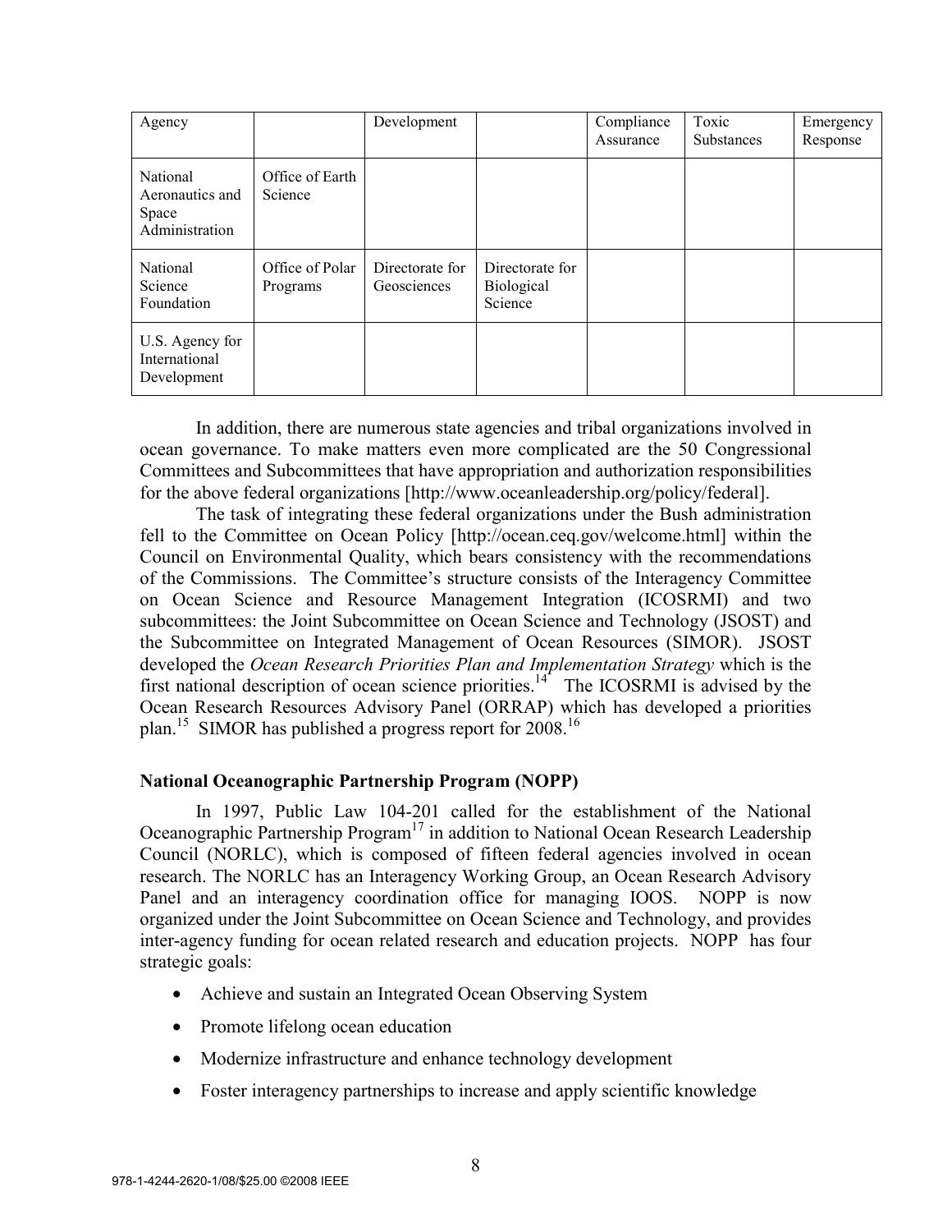| Agency | | Development | | Compliance Assurance | Toxic Substances | Emergency Response |
|---|---|---|---|---|---|---|
| National Aeronautics and Space Administration | Office of Earth Science | | | | | |
| National Science Foundation | Office of Polar Programs | Directorate for Geosciences | Directorate for Biological Science | | | |
| U.S. Agency for International Development | | | | | | |

In addition, there are numerous state agencies and tribal organizations involved in ocean governance. To make matters even more complicated are the 50 Congressional Committees and Subcommittees that have appropriation and authorization responsibilities for the above federal organizations [http://www.oceanleadership.org/policy/federal].

The task of integrating these federal organizations under the Bush administration fell to the Committee on Ocean Policy [http://ocean.ceq.gov/welcome.html] within the Council on Environmental Quality, which bears consistency with the recommendations of the Commissions. The Committee's structure consists of the Interagency Committee on Ocean Science and Resource Management Integration (ICOSRMI) and two subcommittees: the Joint Subcommittee on Ocean Science and Technology (JSOST) and the Subcommittee on Integrated Management of Ocean Resources (SIMOR). JSOST developed the *Ocean Research Priorities Plan and Implementation Strategy* which is the first national description of ocean science priorities.[14] The ICOSRMI is advised by the Ocean Research Resources Advisory Panel (ORRAP) which has developed a priorities plan.[15] SIMOR has published a progress report for 2008.[16]

### National Oceanographic Partnership Program (NOPP)

In 1997, Public Law 104-201 called for the establishment of the National Oceanographic Partnership Program[17] in addition to National Ocean Research Leadership Council (NORLC), which is composed of fifteen federal agencies involved in ocean research. The NORLC has an Interagency Working Group, an Ocean Research Advisory Panel and an interagency coordination office for managing IOOS. NOPP is now organized under the Joint Subcommittee on Ocean Science and Technology, and provides inter-agency funding for ocean related research and education projects. NOPP has four strategic goals:

- Achieve and sustain an Integrated Ocean Observing System
- Promote lifelong ocean education
- Modernize infrastructure and enhance technology development
- Foster interagency partnerships to increase and apply scientific knowledge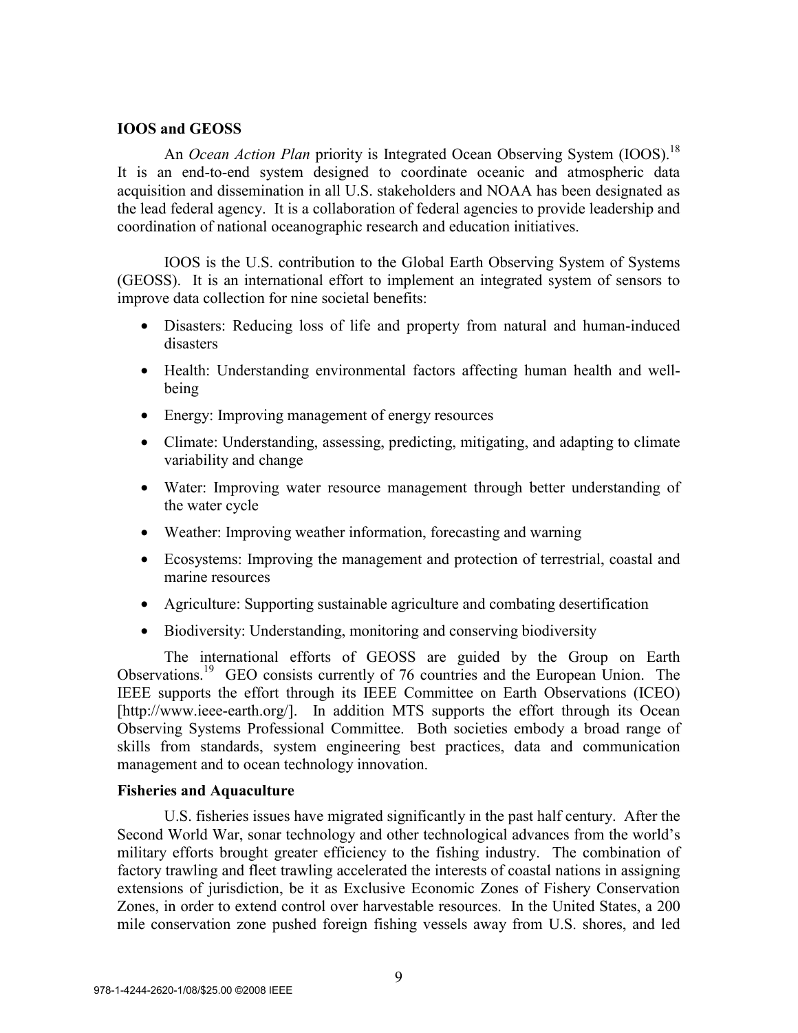**IOOS and GEOSS**

An *Ocean Action Plan* priority is Integrated Ocean Observing System (IOOS).[18] It is an end-to-end system designed to coordinate oceanic and atmospheric data acquisition and dissemination in all U.S. stakeholders and NOAA has been designated as the lead federal agency. It is a collaboration of federal agencies to provide leadership and coordination of national oceanographic research and education initiatives.

IOOS is the U.S. contribution to the Global Earth Observing System of Systems (GEOSS). It is an international effort to implement an integrated system of sensors to improve data collection for nine societal benefits:

- Disasters: Reducing loss of life and property from natural and human-induced disasters
- Health: Understanding environmental factors affecting human health and well-being
- Energy: Improving management of energy resources
- Climate: Understanding, assessing, predicting, mitigating, and adapting to climate variability and change
- Water: Improving water resource management through better understanding of the water cycle
- Weather: Improving weather information, forecasting and warning
- Ecosystems: Improving the management and protection of terrestrial, coastal and marine resources
- Agriculture: Supporting sustainable agriculture and combating desertification
- Biodiversity: Understanding, monitoring and conserving biodiversity

The international efforts of GEOSS are guided by the Group on Earth Observations.[19] GEO consists currently of 76 countries and the European Union. The IEEE supports the effort through its IEEE Committee on Earth Observations (ICEO) [http://www.ieee-earth.org/]. In addition MTS supports the effort through its Ocean Observing Systems Professional Committee. Both societies embody a broad range of skills from standards, system engineering best practices, data and communication management and to ocean technology innovation.

**Fisheries and Aquaculture**

U.S. fisheries issues have migrated significantly in the past half century. After the Second World War, sonar technology and other technological advances from the world's military efforts brought greater efficiency to the fishing industry. The combination of factory trawling and fleet trawling accelerated the interests of coastal nations in assigning extensions of jurisdiction, be it as Exclusive Economic Zones of Fishery Conservation Zones, in order to extend control over harvestable resources. In the United States, a 200 mile conservation zone pushed foreign fishing vessels away from U.S. shores, and led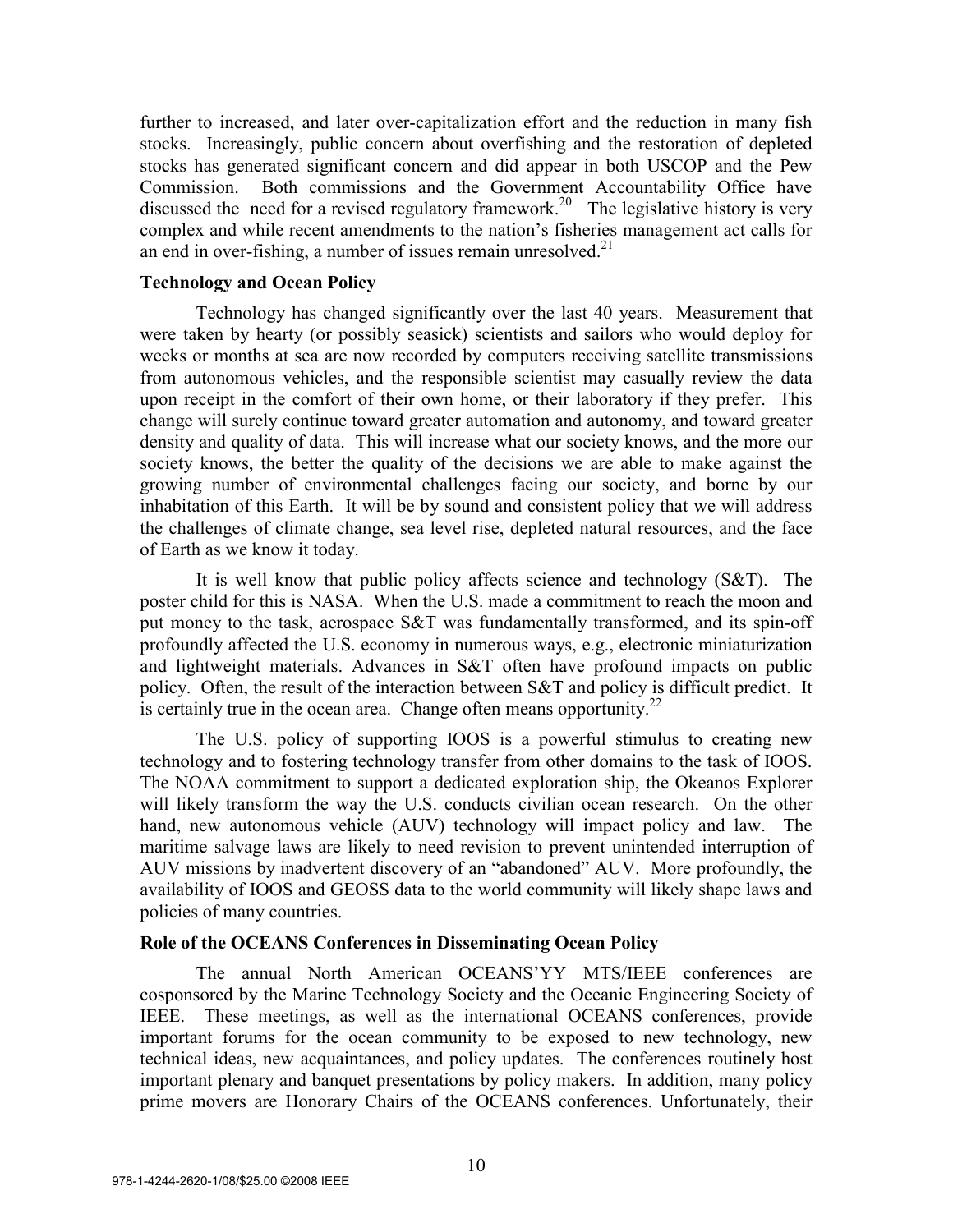further to increased, and later over-capitalization effort and the reduction in many fish stocks. Increasingly, public concern about overfishing and the restoration of depleted stocks has generated significant concern and did appear in both USCOP and the Pew Commission. Both commissions and the Government Accountability Office have discussed the need for a revised regulatory framework.[20] The legislative history is very complex and while recent amendments to the nation's fisheries management act calls for an end in over-fishing, a number of issues remain unresolved.[21]

**Technology and Ocean Policy**

Technology has changed significantly over the last 40 years. Measurement that were taken by hearty (or possibly seasick) scientists and sailors who would deploy for weeks or months at sea are now recorded by computers receiving satellite transmissions from autonomous vehicles, and the responsible scientist may casually review the data upon receipt in the comfort of their own home, or their laboratory if they prefer. This change will surely continue toward greater automation and autonomy, and toward greater density and quality of data. This will increase what our society knows, and the more our society knows, the better the quality of the decisions we are able to make against the growing number of environmental challenges facing our society, and borne by our inhabitation of this Earth. It will be by sound and consistent policy that we will address the challenges of climate change, sea level rise, depleted natural resources, and the face of Earth as we know it today.

It is well know that public policy affects science and technology (S&T). The poster child for this is NASA. When the U.S. made a commitment to reach the moon and put money to the task, aerospace S&T was fundamentally transformed, and its spin-off profoundly affected the U.S. economy in numerous ways, e.g., electronic miniaturization and lightweight materials. Advances in S&T often have profound impacts on public policy. Often, the result of the interaction between S&T and policy is difficult predict. It is certainly true in the ocean area. Change often means opportunity.[22]

The U.S. policy of supporting IOOS is a powerful stimulus to creating new technology and to fostering technology transfer from other domains to the task of IOOS. The NOAA commitment to support a dedicated exploration ship, the Okeanos Explorer will likely transform the way the U.S. conducts civilian ocean research. On the other hand, new autonomous vehicle (AUV) technology will impact policy and law. The maritime salvage laws are likely to need revision to prevent unintended interruption of AUV missions by inadvertent discovery of an "abandoned" AUV. More profoundly, the availability of IOOS and GEOSS data to the world community will likely shape laws and policies of many countries.

**Role of the OCEANS Conferences in Disseminating Ocean Policy**

The annual North American OCEANS'YY MTS/IEEE conferences are cosponsored by the Marine Technology Society and the Oceanic Engineering Society of IEEE. These meetings, as well as the international OCEANS conferences, provide important forums for the ocean community to be exposed to new technology, new technical ideas, new acquaintances, and policy updates. The conferences routinely host important plenary and banquet presentations by policy makers. In addition, many policy prime movers are Honorary Chairs of the OCEANS conferences. Unfortunately, their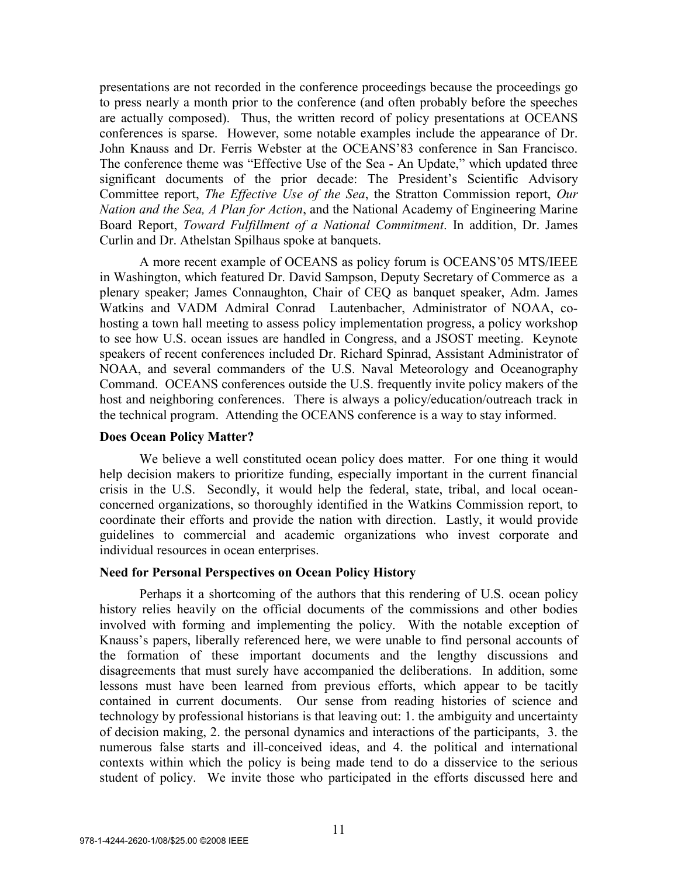presentations are not recorded in the conference proceedings because the proceedings go to press nearly a month prior to the conference (and often probably before the speeches are actually composed). Thus, the written record of policy presentations at OCEANS conferences is sparse. However, some notable examples include the appearance of Dr. John Knauss and Dr. Ferris Webster at the OCEANS'83 conference in San Francisco. The conference theme was "Effective Use of the Sea - An Update," which updated three significant documents of the prior decade: The President's Scientific Advisory Committee report, *The Effective Use of the Sea*, the Stratton Commission report, *Our Nation and the Sea, A Plan for Action*, and the National Academy of Engineering Marine Board Report, *Toward Fulfillment of a National Commitment*. In addition, Dr. James Curlin and Dr. Athelstan Spilhaus spoke at banquets.

A more recent example of OCEANS as policy forum is OCEANS'05 MTS/IEEE in Washington, which featured Dr. David Sampson, Deputy Secretary of Commerce as a plenary speaker; James Connaughton, Chair of CEQ as banquet speaker, Adm. James Watkins and VADM Admiral Conrad Lautenbacher, Administrator of NOAA, co-hosting a town hall meeting to assess policy implementation progress, a policy workshop to see how U.S. ocean issues are handled in Congress, and a JSOST meeting. Keynote speakers of recent conferences included Dr. Richard Spinrad, Assistant Administrator of NOAA, and several commanders of the U.S. Naval Meteorology and Oceanography Command. OCEANS conferences outside the U.S. frequently invite policy makers of the host and neighboring conferences. There is always a policy/education/outreach track in the technical program. Attending the OCEANS conference is a way to stay informed.

**Does Ocean Policy Matter?**

We believe a well constituted ocean policy does matter. For one thing it would help decision makers to prioritize funding, especially important in the current financial crisis in the U.S. Secondly, it would help the federal, state, tribal, and local ocean-concerned organizations, so thoroughly identified in the Watkins Commission report, to coordinate their efforts and provide the nation with direction. Lastly, it would provide guidelines to commercial and academic organizations who invest corporate and individual resources in ocean enterprises.

**Need for Personal Perspectives on Ocean Policy History**

Perhaps it a shortcoming of the authors that this rendering of U.S. ocean policy history relies heavily on the official documents of the commissions and other bodies involved with forming and implementing the policy. With the notable exception of Knauss's papers, liberally referenced here, we were unable to find personal accounts of the formation of these important documents and the lengthy discussions and disagreements that must surely have accompanied the deliberations. In addition, some lessons must have been learned from previous efforts, which appear to be tacitly contained in current documents. Our sense from reading histories of science and technology by professional historians is that leaving out: 1. the ambiguity and uncertainty of decision making, 2. the personal dynamics and interactions of the participants, 3. the numerous false starts and ill-conceived ideas, and 4. the political and international contexts within which the policy is being made tend to do a disservice to the serious student of policy. We invite those who participated in the efforts discussed here and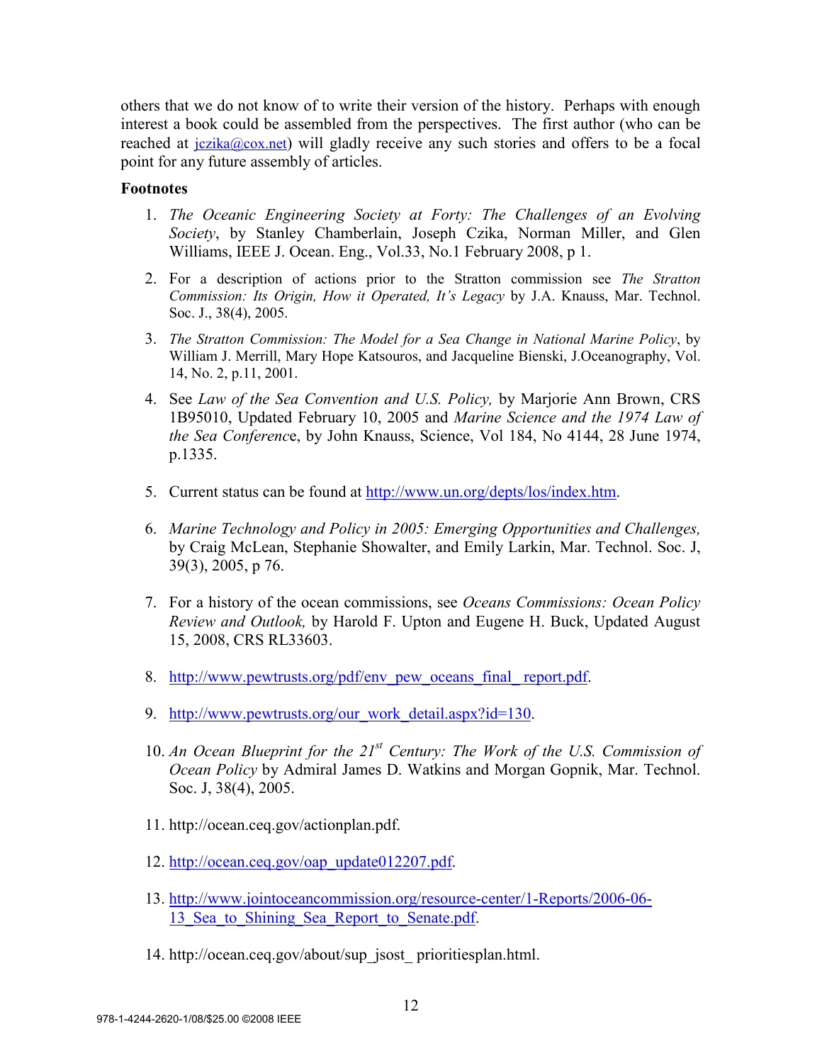others that we do not know of to write their version of the history. Perhaps with enough interest a book could be assembled from the perspectives. The first author (who can be reached at jczika@cox.net) will gladly receive any such stories and offers to be a focal point for any future assembly of articles.

**Footnotes**

1. *The Oceanic Engineering Society at Forty: The Challenges of an Evolving Society*, by Stanley Chamberlain, Joseph Czika, Norman Miller, and Glen Williams, IEEE J. Ocean. Eng., Vol.33, No.1 February 2008, p 1.
2. For a description of actions prior to the Stratton commission see *The Stratton Commission: Its Origin, How it Operated, It's Legacy* by J.A. Knauss, Mar. Technol. Soc. J., 38(4), 2005.
3. *The Stratton Commission: The Model for a Sea Change in National Marine Policy*, by William J. Merrill, Mary Hope Katsouros, and Jacqueline Bienski, J.Oceanography, Vol. 14, No. 2, p.11, 2001.
4. See *Law of the Sea Convention and U.S. Policy,* by Marjorie Ann Brown, CRS 1B95010, Updated February 10, 2005 and *Marine Science and the 1974 Law of the Sea Conference*, by John Knauss, Science, Vol 184, No 4144, 28 June 1974, p.1335.
5. Current status can be found at http://www.un.org/depts/los/index.htm.
6. *Marine Technology and Policy in 2005: Emerging Opportunities and Challenges,* by Craig McLean, Stephanie Showalter, and Emily Larkin, Mar. Technol. Soc. J, 39(3), 2005, p 76.
7. For a history of the ocean commissions, see *Oceans Commissions: Ocean Policy Review and Outlook,* by Harold F. Upton and Eugene H. Buck, Updated August 15, 2008, CRS RL33603.
8. http://www.pewtrusts.org/pdf/env_pew_oceans_final_report.pdf.
9. http://www.pewtrusts.org/our_work_detail.aspx?id=130.
10. *An Ocean Blueprint for the 21st Century: The Work of the U.S. Commission of Ocean Policy* by Admiral James D. Watkins and Morgan Gopnik, Mar. Technol. Soc. J, 38(4), 2005.
11. http://ocean.ceq.gov/actionplan.pdf.
12. http://ocean.ceq.gov/oap_update012207.pdf.
13. http://www.jointoceancommission.org/resource-center/1-Reports/2006-06-13_Sea_to_Shining_Sea_Report_to_Senate.pdf.
14. http://ocean.ceq.gov/about/sup_jsost_ prioritiesplan.html.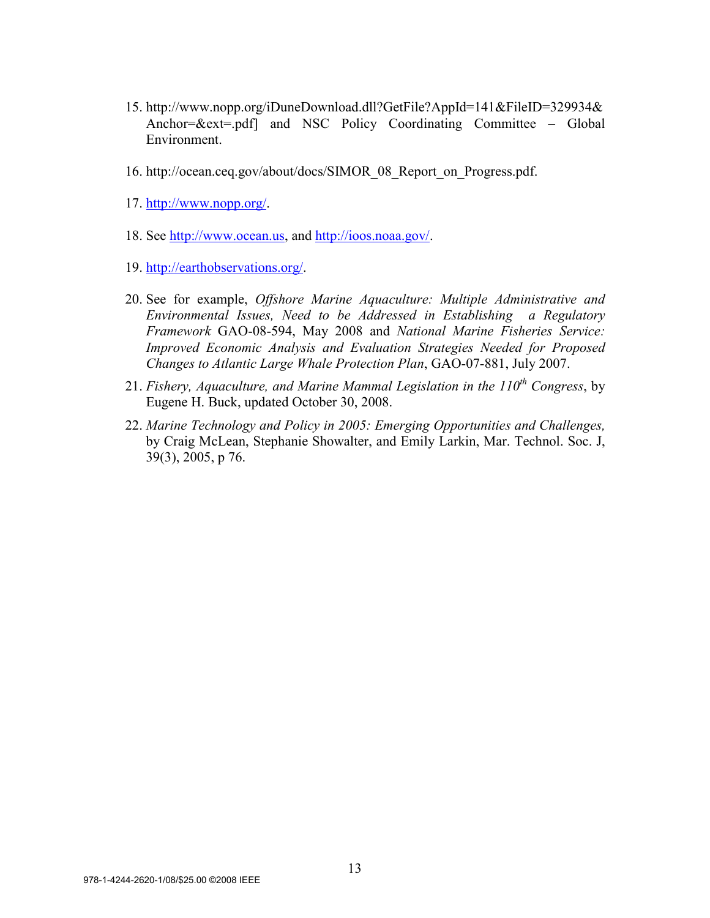15. http://www.nopp.org/iDuneDownload.dll?GetFile?AppId=141&FileID=329934&Anchor=&ext=.pdf] and NSC Policy Coordinating Committee – Global Environment.

16. http://ocean.ceq.gov/about/docs/SIMOR_08_Report_on_Progress.pdf.

17. http://www.nopp.org/.

18. See http://www.ocean.us, and http://ioos.noaa.gov/.

19. http://earthobservations.org/.

20. See for example, *Offshore Marine Aquaculture: Multiple Administrative and Environmental Issues, Need to be Addressed in Establishing a Regulatory Framework* GAO-08-594, May 2008 and *National Marine Fisheries Service: Improved Economic Analysis and Evaluation Strategies Needed for Proposed Changes to Atlantic Large Whale Protection Plan*, GAO-07-881, July 2007.

21. *Fishery, Aquaculture, and Marine Mammal Legislation in the 110th Congress*, by Eugene H. Buck, updated October 30, 2008.

22. *Marine Technology and Policy in 2005: Emerging Opportunities and Challenges,* by Craig McLean, Stephanie Showalter, and Emily Larkin, Mar. Technol. Soc. J, 39(3), 2005, p 76.